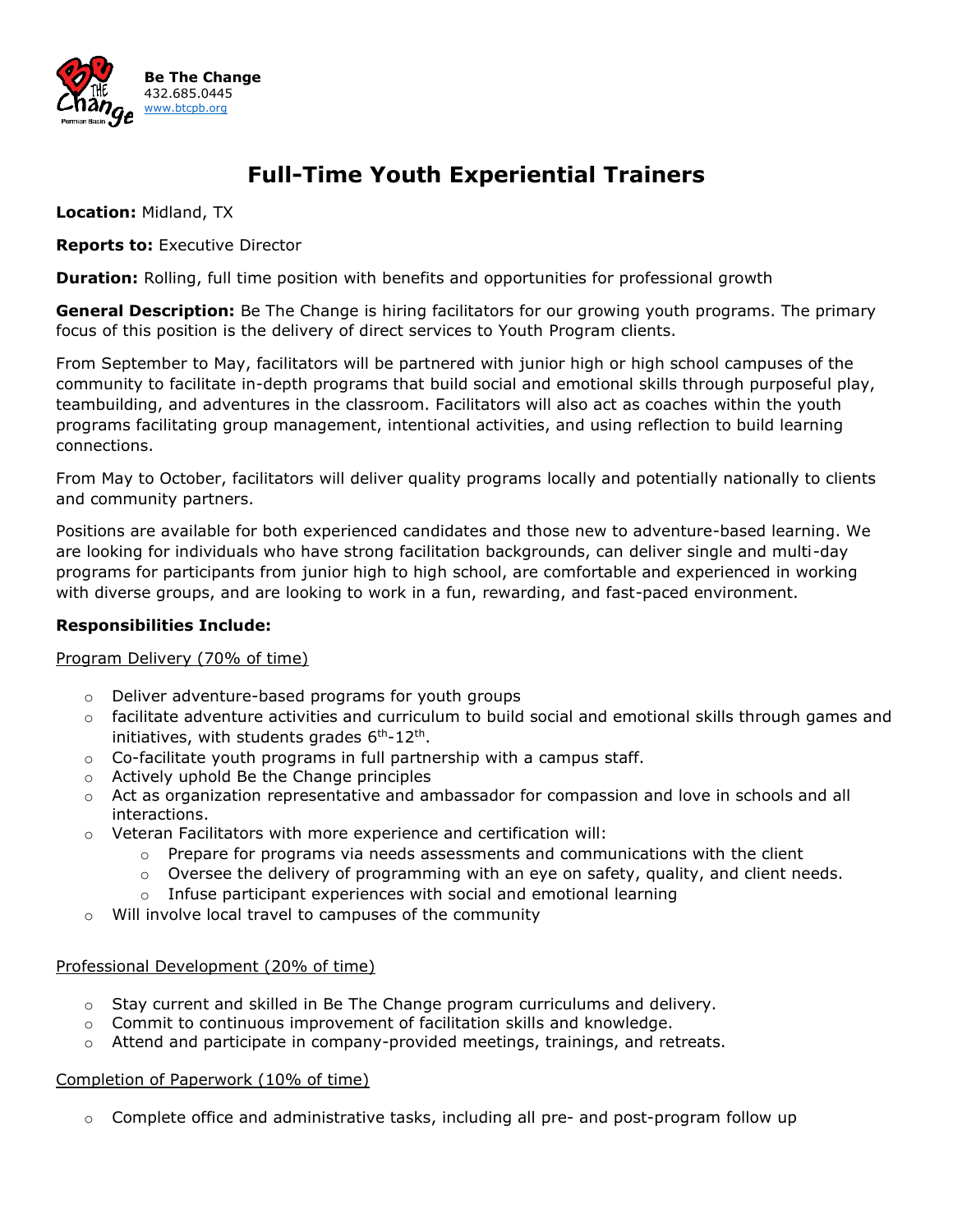**Be The Change**
432.685.0445
www.btcpb.org

# Full-Time Youth Experiential Trainers

**Location:** Midland, TX

**Reports to:** Executive Director

**Duration:** Rolling, full time position with benefits and opportunities for professional growth

**General Description:** Be The Change is hiring facilitators for our growing youth programs. The primary focus of this position is the delivery of direct services to Youth Program clients.

From September to May, facilitators will be partnered with junior high or high school campuses of the community to facilitate in-depth programs that build social and emotional skills through purposeful play, teambuilding, and adventures in the classroom. Facilitators will also act as coaches within the youth programs facilitating group management, intentional activities, and using reflection to build learning connections.

From May to October, facilitators will deliver quality programs locally and potentially nationally to clients and community partners.

Positions are available for both experienced candidates and those new to adventure-based learning. We are looking for individuals who have strong facilitation backgrounds, can deliver single and multi-day programs for participants from junior high to high school, are comfortable and experienced in working with diverse groups, and are looking to work in a fun, rewarding, and fast-paced environment.

**Responsibilities Include:**

Program Delivery (70% of time)

- Deliver adventure-based programs for youth groups
- facilitate adventure activities and curriculum to build social and emotional skills through games and initiatives, with students grades 6th-12th.
- Co-facilitate youth programs in full partnership with a campus staff.
- Actively uphold Be the Change principles
- Act as organization representative and ambassador for compassion and love in schools and all interactions.
- Veteran Facilitators with more experience and certification will:
  - Prepare for programs via needs assessments and communications with the client
  - Oversee the delivery of programming with an eye on safety, quality, and client needs.
  - Infuse participant experiences with social and emotional learning
- Will involve local travel to campuses of the community

Professional Development (20% of time)

- Stay current and skilled in Be The Change program curriculums and delivery.
- Commit to continuous improvement of facilitation skills and knowledge.
- Attend and participate in company-provided meetings, trainings, and retreats.

Completion of Paperwork (10% of time)

- Complete office and administrative tasks, including all pre- and post-program follow up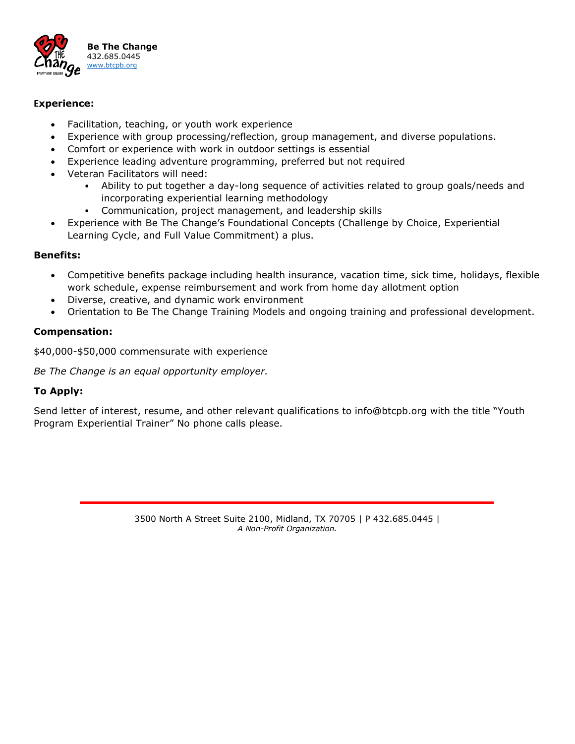**Experience:**

- Facilitation, teaching, or youth work experience
- Experience with group processing/reflection, group management, and diverse populations.
- Comfort or experience with work in outdoor settings is essential
- Experience leading adventure programming, preferred but not required
- Veteran Facilitators will need:
  - Ability to put together a day-long sequence of activities related to group goals/needs and incorporating experiential learning methodology
  - Communication, project management, and leadership skills
- Experience with Be The Change's Foundational Concepts (Challenge by Choice, Experiential Learning Cycle, and Full Value Commitment) a plus.

**Benefits:**

- Competitive benefits package including health insurance, vacation time, sick time, holidays, flexible work schedule, expense reimbursement and work from home day allotment option
- Diverse, creative, and dynamic work environment
- Orientation to Be The Change Training Models and ongoing training and professional development.

**Compensation:**

$40,000-$50,000 commensurate with experience

*Be The Change is an equal opportunity employer.*

**To Apply:**

Send letter of interest, resume, and other relevant qualifications to info@btcpb.org with the title "Youth Program Experiential Trainer" No phone calls please.